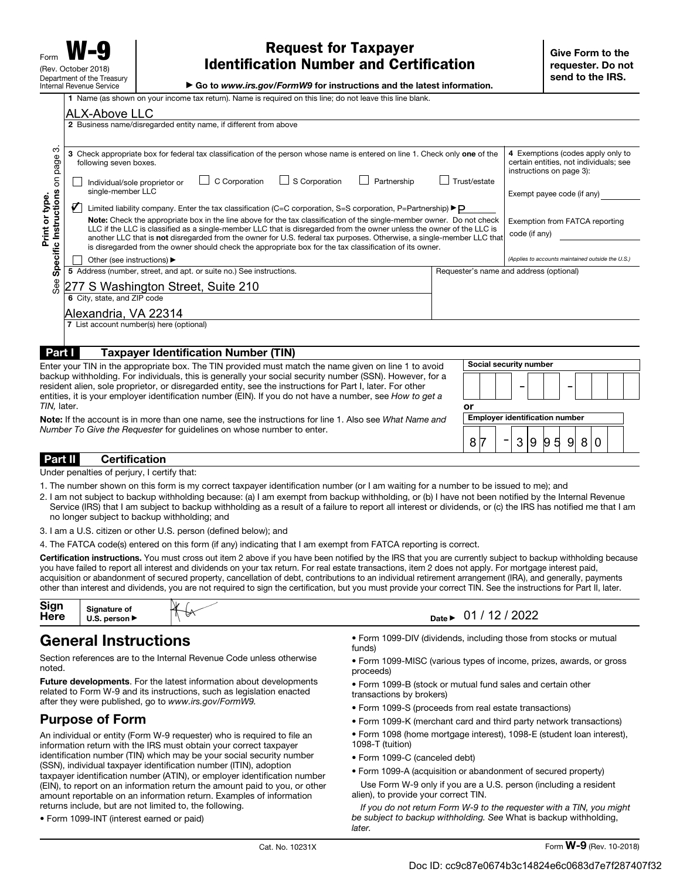Form **W-9**
(Rev. October 2018)
Department of the Treasury
Internal Revenue Service

# Request for Taxpayer Identification Number and Certification

▶ Go to *www.irs.gov/FormW9* for instructions and the latest information.

**Give Form to the requester. Do not send to the IRS.**

Print or type. See **Specific Instructions** on page 3.

**1** Name (as shown on your income tax return). Name is required on this line; do not leave this line blank.

ALX-Above LLC

**2** Business name/disregarded entity name, if different from above

**3** Check appropriate box for federal tax classification of the person whose name is entered on line 1. Check only **one** of the following seven boxes.

- ☐ Individual/sole proprietor or single-member LLC
- ☐ C Corporation
- ☐ S Corporation
- ☐ Partnership
- ☐ Trust/estate
- ☑ Limited liability company. Enter the tax classification (C=C corporation, S=S corporation, P=Partnership) ▶ P

**Note:** Check the appropriate box in the line above for the tax classification of the single-member owner. Do not check LLC if the LLC is classified as a single-member LLC that is disregarded from the owner unless the owner of the LLC is another LLC that is **not** disregarded from the owner for U.S. federal tax purposes. Otherwise, a single-member LLC that is disregarded from the owner should check the appropriate box for the tax classification of its owner.

- ☐ Other (see instructions) ▶

**4** Exemptions (codes apply only to certain entities, not individuals; see instructions on page 3):

Exempt payee code (if any)

Exemption from FATCA reporting code (if any)

*(Applies to accounts maintained outside the U.S.)*

**5** Address (number, street, and apt. or suite no.) See instructions.

277 S Washington Street, Suite 210

Requester's name and address (optional)

**6** City, state, and ZIP code

Alexandria, VA 22314

**7** List account number(s) here (optional)

## Part I Taxpayer Identification Number (TIN)

Enter your TIN in the appropriate box. The TIN provided must match the name given on line 1 to avoid backup withholding. For individuals, this is generally your social security number (SSN). However, for a resident alien, sole proprietor, or disregarded entity, see the instructions for Part I, later. For other entities, it is your employer identification number (EIN). If you do not have a number, see *How to get a TIN,* later.

**Note:** If the account is in more than one name, see the instructions for line 1. Also see *What Name and Number To Give the Requester* for guidelines on whose number to enter.

**Social security number**

– –

or

**Employer identification number**

87 – 3995980

## Part II Certification

Under penalties of perjury, I certify that:

1. The number shown on this form is my correct taxpayer identification number (or I am waiting for a number to be issued to me); and
2. I am not subject to backup withholding because: (a) I am exempt from backup withholding, or (b) I have not been notified by the Internal Revenue Service (IRS) that I am subject to backup withholding as a result of a failure to report all interest or dividends, or (c) the IRS has notified me that I am no longer subject to backup withholding; and
3. I am a U.S. citizen or other U.S. person (defined below); and
4. The FATCA code(s) entered on this form (if any) indicating that I am exempt from FATCA reporting is correct.

**Certification instructions.** You must cross out item 2 above if you have been notified by the IRS that you are currently subject to backup withholding because you have failed to report all interest and dividends on your tax return. For real estate transactions, item 2 does not apply. For mortgage interest paid, acquisition or abandonment of secured property, cancellation of debt, contributions to an individual retirement arrangement (IRA), and generally, payments other than interest and dividends, you are not required to sign the certification, but you must provide your correct TIN. See the instructions for Part II, later.

**Sign Here** Signature of U.S. person ▶ [signature] Date ▶ 01 / 12 / 2022

# General Instructions

Section references are to the Internal Revenue Code unless otherwise noted.

**Future developments**. For the latest information about developments related to Form W-9 and its instructions, such as legislation enacted after they were published, go to *www.irs.gov/FormW9.*

## Purpose of Form

An individual or entity (Form W-9 requester) who is required to file an information return with the IRS must obtain your correct taxpayer identification number (TIN) which may be your social security number (SSN), individual taxpayer identification number (ITIN), adoption taxpayer identification number (ATIN), or employer identification number (EIN), to report on an information return the amount paid to you, or other amount reportable on an information return. Examples of information returns include, but are not limited to, the following.

- Form 1099-INT (interest earned or paid)
- Form 1099-DIV (dividends, including those from stocks or mutual funds)
- Form 1099-MISC (various types of income, prizes, awards, or gross proceeds)
- Form 1099-B (stock or mutual fund sales and certain other transactions by brokers)
- Form 1099-S (proceeds from real estate transactions)
- Form 1099-K (merchant card and third party network transactions)
- Form 1098 (home mortgage interest), 1098-E (student loan interest), 1098-T (tuition)
- Form 1099-C (canceled debt)
- Form 1099-A (acquisition or abandonment of secured property)

Use Form W-9 only if you are a U.S. person (including a resident alien), to provide your correct TIN.

*If you do not return Form W-9 to the requester with a TIN, you might be subject to backup withholding. See* What is backup withholding, *later.*

Cat. No. 10231X Form **W-9** (Rev. 10-2018)

Doc ID: cc9c87e0674b3c14824e6c0683d7e7f287407f32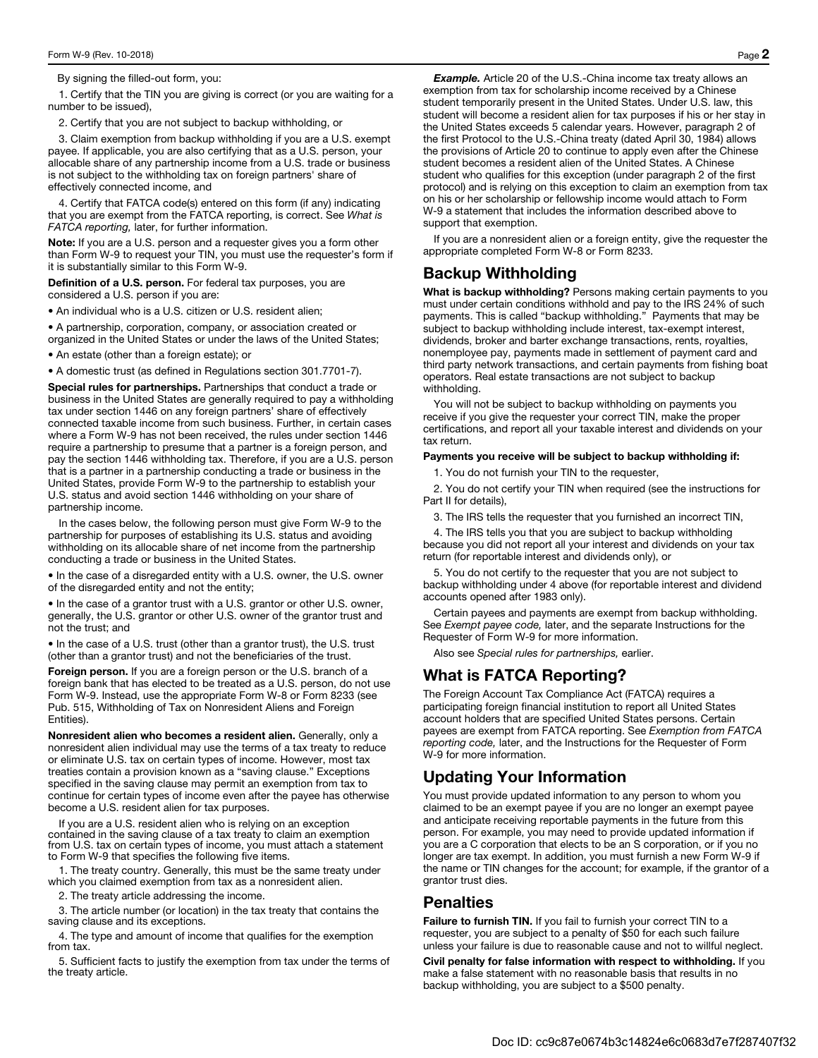By signing the filled-out form, you:

1. Certify that the TIN you are giving is correct (or you are waiting for a number to be issued),

2. Certify that you are not subject to backup withholding, or

3. Claim exemption from backup withholding if you are a U.S. exempt payee. If applicable, you are also certifying that as a U.S. person, your allocable share of any partnership income from a U.S. trade or business is not subject to the withholding tax on foreign partners' share of effectively connected income, and

4. Certify that FATCA code(s) entered on this form (if any) indicating that you are exempt from the FATCA reporting, is correct. See *What is FATCA reporting,* later, for further information.

**Note:** If you are a U.S. person and a requester gives you a form other than Form W-9 to request your TIN, you must use the requester's form if it is substantially similar to this Form W-9.

**Definition of a U.S. person.** For federal tax purposes, you are considered a U.S. person if you are:

- An individual who is a U.S. citizen or U.S. resident alien;
- A partnership, corporation, company, or association created or organized in the United States or under the laws of the United States;
- An estate (other than a foreign estate); or
- A domestic trust (as defined in Regulations section 301.7701-7).

**Special rules for partnerships.** Partnerships that conduct a trade or business in the United States are generally required to pay a withholding tax under section 1446 on any foreign partners' share of effectively connected taxable income from such business. Further, in certain cases where a Form W-9 has not been received, the rules under section 1446 require a partnership to presume that a partner is a foreign person, and pay the section 1446 withholding tax. Therefore, if you are a U.S. person that is a partner in a partnership conducting a trade or business in the United States, provide Form W-9 to the partnership to establish your U.S. status and avoid section 1446 withholding on your share of partnership income.

In the cases below, the following person must give Form W-9 to the partnership for purposes of establishing its U.S. status and avoiding withholding on its allocable share of net income from the partnership conducting a trade or business in the United States.

- In the case of a disregarded entity with a U.S. owner, the U.S. owner of the disregarded entity and not the entity;
- In the case of a grantor trust with a U.S. grantor or other U.S. owner, generally, the U.S. grantor or other U.S. owner of the grantor trust and not the trust; and
- In the case of a U.S. trust (other than a grantor trust), the U.S. trust (other than a grantor trust) and not the beneficiaries of the trust.

**Foreign person.** If you are a foreign person or the U.S. branch of a foreign bank that has elected to be treated as a U.S. person, do not use Form W-9. Instead, use the appropriate Form W-8 or Form 8233 (see Pub. 515, Withholding of Tax on Nonresident Aliens and Foreign Entities).

**Nonresident alien who becomes a resident alien.** Generally, only a nonresident alien individual may use the terms of a tax treaty to reduce or eliminate U.S. tax on certain types of income. However, most tax treaties contain a provision known as a "saving clause." Exceptions specified in the saving clause may permit an exemption from tax to continue for certain types of income even after the payee has otherwise become a U.S. resident alien for tax purposes.

If you are a U.S. resident alien who is relying on an exception contained in the saving clause of a tax treaty to claim an exemption from U.S. tax on certain types of income, you must attach a statement to Form W-9 that specifies the following five items.

1. The treaty country. Generally, this must be the same treaty under which you claimed exemption from tax as a nonresident alien.

2. The treaty article addressing the income.

3. The article number (or location) in the tax treaty that contains the saving clause and its exceptions.

4. The type and amount of income that qualifies for the exemption from tax.

5. Sufficient facts to justify the exemption from tax under the terms of the treaty article.

***Example.*** Article 20 of the U.S.-China income tax treaty allows an exemption from tax for scholarship income received by a Chinese student temporarily present in the United States. Under U.S. law, this student will become a resident alien for tax purposes if his or her stay in the United States exceeds 5 calendar years. However, paragraph 2 of the first Protocol to the U.S.-China treaty (dated April 30, 1984) allows the provisions of Article 20 to continue to apply even after the Chinese student becomes a resident alien of the United States. A Chinese student who qualifies for this exception (under paragraph 2 of the first protocol) and is relying on this exception to claim an exemption from tax on his or her scholarship or fellowship income would attach to Form W-9 a statement that includes the information described above to support that exemption.

If you are a nonresident alien or a foreign entity, give the requester the appropriate completed Form W-8 or Form 8233.

## Backup Withholding

**What is backup withholding?** Persons making certain payments to you must under certain conditions withhold and pay to the IRS 24% of such payments. This is called "backup withholding." Payments that may be subject to backup withholding include interest, tax-exempt interest, dividends, broker and barter exchange transactions, rents, royalties, nonemployee pay, payments made in settlement of payment card and third party network transactions, and certain payments from fishing boat operators. Real estate transactions are not subject to backup withholding.

You will not be subject to backup withholding on payments you receive if you give the requester your correct TIN, make the proper certifications, and report all your taxable interest and dividends on your tax return.

**Payments you receive will be subject to backup withholding if:**

1. You do not furnish your TIN to the requester,

2. You do not certify your TIN when required (see the instructions for Part II for details),

3. The IRS tells the requester that you furnished an incorrect TIN,

4. The IRS tells you that you are subject to backup withholding because you did not report all your interest and dividends on your tax return (for reportable interest and dividends only), or

5. You do not certify to the requester that you are not subject to backup withholding under 4 above (for reportable interest and dividend accounts opened after 1983 only).

Certain payees and payments are exempt from backup withholding. See *Exempt payee code,* later, and the separate Instructions for the Requester of Form W-9 for more information.

Also see *Special rules for partnerships,* earlier.

## What is FATCA Reporting?

The Foreign Account Tax Compliance Act (FATCA) requires a participating foreign financial institution to report all United States account holders that are specified United States persons. Certain payees are exempt from FATCA reporting. See *Exemption from FATCA reporting code,* later, and the Instructions for the Requester of Form W-9 for more information.

## Updating Your Information

You must provide updated information to any person to whom you claimed to be an exempt payee if you are no longer an exempt payee and anticipate receiving reportable payments in the future from this person. For example, you may need to provide updated information if you are a C corporation that elects to be an S corporation, or if you no longer are tax exempt. In addition, you must furnish a new Form W-9 if the name or TIN changes for the account; for example, if the grantor of a grantor trust dies.

## Penalties

**Failure to furnish TIN.** If you fail to furnish your correct TIN to a requester, you are subject to a penalty of $50 for each such failure unless your failure is due to reasonable cause and not to willful neglect.

**Civil penalty for false information with respect to withholding.** If you make a false statement with no reasonable basis that results in no backup withholding, you are subject to a $500 penalty.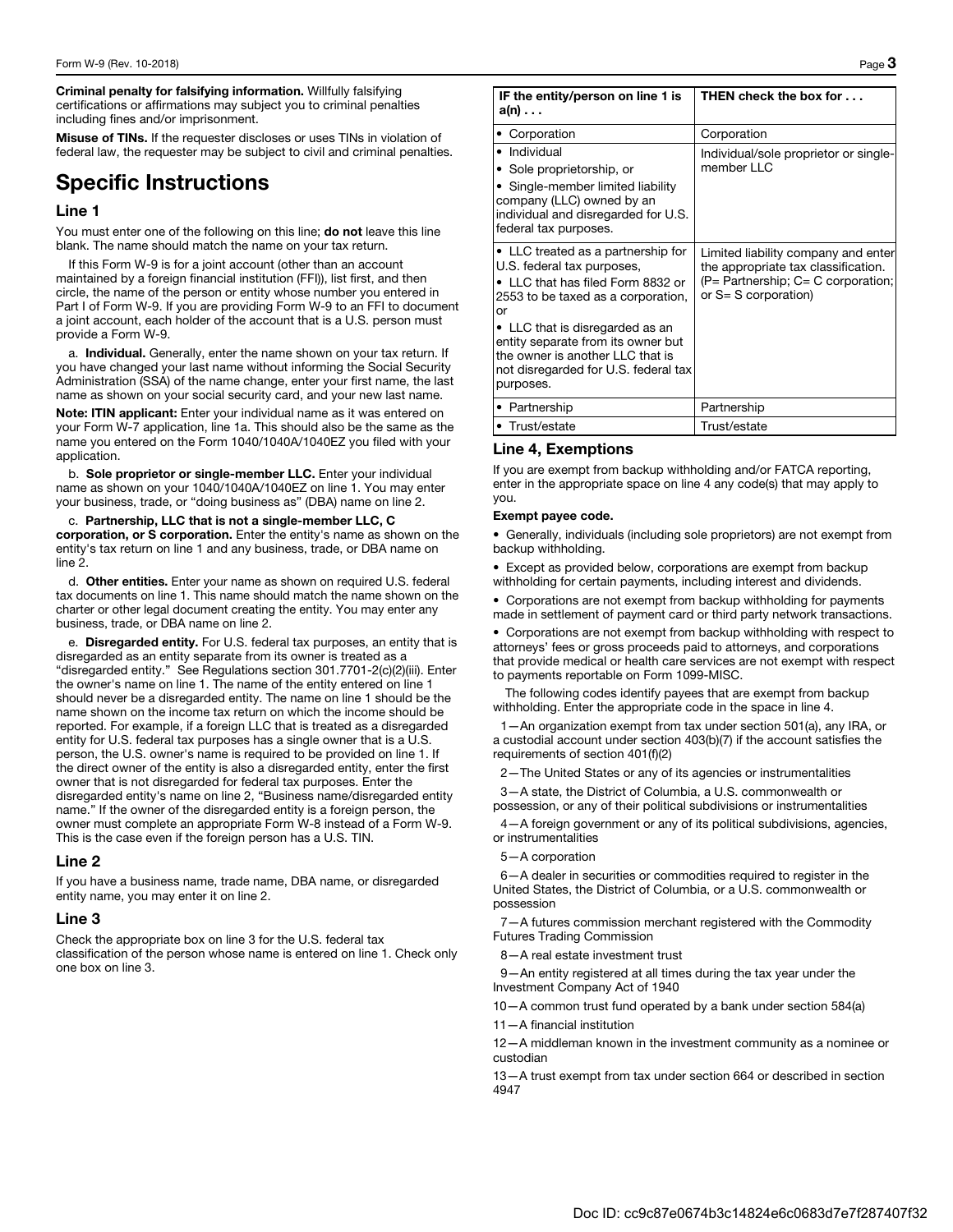**Criminal penalty for falsifying information.** Willfully falsifying certifications or affirmations may subject you to criminal penalties including fines and/or imprisonment.

**Misuse of TINs.** If the requester discloses or uses TINs in violation of federal law, the requester may be subject to civil and criminal penalties.

# Specific Instructions

## Line 1

You must enter one of the following on this line; **do not** leave this line blank. The name should match the name on your tax return.

If this Form W-9 is for a joint account (other than an account maintained by a foreign financial institution (FFI)), list first, and then circle, the name of the person or entity whose number you entered in Part I of Form W-9. If you are providing Form W-9 to an FFI to document a joint account, each holder of the account that is a U.S. person must provide a Form W-9.

a. **Individual.** Generally, enter the name shown on your tax return. If you have changed your last name without informing the Social Security Administration (SSA) of the name change, enter your first name, the last name as shown on your social security card, and your new last name.

**Note: ITIN applicant:** Enter your individual name as it was entered on your Form W-7 application, line 1a. This should also be the same as the name you entered on the Form 1040/1040A/1040EZ you filed with your application.

b. **Sole proprietor or single-member LLC.** Enter your individual name as shown on your 1040/1040A/1040EZ on line 1. You may enter your business, trade, or "doing business as" (DBA) name on line 2.

c. **Partnership, LLC that is not a single-member LLC, C corporation, or S corporation.** Enter the entity's name as shown on the entity's tax return on line 1 and any business, trade, or DBA name on line 2.

d. **Other entities.** Enter your name as shown on required U.S. federal tax documents on line 1. This name should match the name shown on the charter or other legal document creating the entity. You may enter any business, trade, or DBA name on line 2.

e. **Disregarded entity.** For U.S. federal tax purposes, an entity that is disregarded as an entity separate from its owner is treated as a "disregarded entity." See Regulations section 301.7701-2(c)(2)(iii). Enter the owner's name on line 1. The name of the entity entered on line 1 should never be a disregarded entity. The name on line 1 should be the name shown on the income tax return on which the income should be reported. For example, if a foreign LLC that is treated as a disregarded entity for U.S. federal tax purposes has a single owner that is a U.S. person, the U.S. owner's name is required to be provided on line 1. If the direct owner of the entity is also a disregarded entity, enter the first owner that is not disregarded for federal tax purposes. Enter the disregarded entity's name on line 2, "Business name/disregarded entity name." If the owner of the disregarded entity is a foreign person, the owner must complete an appropriate Form W-8 instead of a Form W-9. This is the case even if the foreign person has a U.S. TIN.

## Line 2

If you have a business name, trade name, DBA name, or disregarded entity name, you may enter it on line 2.

## Line 3

Check the appropriate box on line 3 for the U.S. federal tax classification of the person whose name is entered on line 1. Check only one box on line 3.

| IF the entity/person on line 1 is a(n) . . . | THEN check the box for . . . |
| --- | --- |
| • Corporation | Corporation |
| • Individual<br>• Sole proprietorship, or<br>• Single-member limited liability company (LLC) owned by an individual and disregarded for U.S. federal tax purposes. | Individual/sole proprietor or single-member LLC |
| • LLC treated as a partnership for U.S. federal tax purposes,<br>• LLC that has filed Form 8832 or 2553 to be taxed as a corporation, or<br>• LLC that is disregarded as an entity separate from its owner but the owner is another LLC that is not disregarded for U.S. federal tax purposes. | Limited liability company and enter the appropriate tax classification. (P= Partnership; C= C corporation; or S= S corporation) |
| • Partnership | Partnership |
| • Trust/estate | Trust/estate |

## Line 4, Exemptions

If you are exempt from backup withholding and/or FATCA reporting, enter in the appropriate space on line 4 any code(s) that may apply to you.

**Exempt payee code.**

- Generally, individuals (including sole proprietors) are not exempt from backup withholding.
- Except as provided below, corporations are exempt from backup withholding for certain payments, including interest and dividends.
- Corporations are not exempt from backup withholding for payments made in settlement of payment card or third party network transactions.
- Corporations are not exempt from backup withholding with respect to attorneys' fees or gross proceeds paid to attorneys, and corporations that provide medical or health care services are not exempt with respect to payments reportable on Form 1099-MISC.

The following codes identify payees that are exempt from backup withholding. Enter the appropriate code in the space in line 4.

1—An organization exempt from tax under section 501(a), any IRA, or a custodial account under section 403(b)(7) if the account satisfies the requirements of section 401(f)(2)

2—The United States or any of its agencies or instrumentalities

3—A state, the District of Columbia, a U.S. commonwealth or possession, or any of their political subdivisions or instrumentalities

4—A foreign government or any of its political subdivisions, agencies, or instrumentalities

5—A corporation

6—A dealer in securities or commodities required to register in the United States, the District of Columbia, or a U.S. commonwealth or possession

7—A futures commission merchant registered with the Commodity Futures Trading Commission

8—A real estate investment trust

9—An entity registered at all times during the tax year under the Investment Company Act of 1940

10—A common trust fund operated by a bank under section 584(a)

11—A financial institution

12—A middleman known in the investment community as a nominee or custodian

13—A trust exempt from tax under section 664 or described in section 4947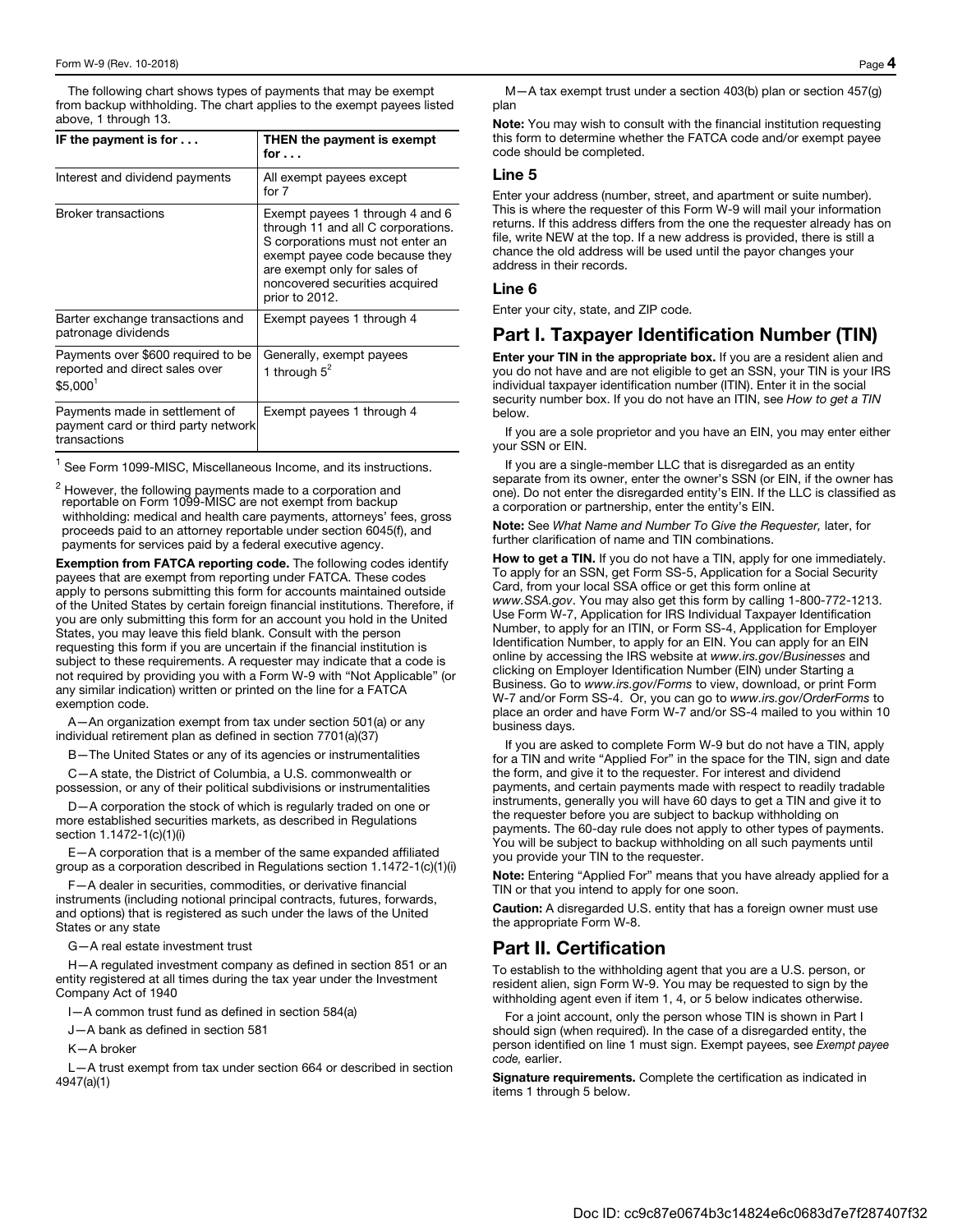The following chart shows types of payments that may be exempt from backup withholding. The chart applies to the exempt payees listed above, 1 through 13.

| IF the payment is for . . . | THEN the payment is exempt for . . . |
|---|---|
| Interest and dividend payments | All exempt payees except for 7 |
| Broker transactions | Exempt payees 1 through 4 and 6 through 11 and all C corporations. S corporations must not enter an exempt payee code because they are exempt only for sales of noncovered securities acquired prior to 2012. |
| Barter exchange transactions and patronage dividends | Exempt payees 1 through 4 |
| Payments over $600 required to be reported and direct sales over $5,000[1] | Generally, exempt payees 1 through 5[2] |
| Payments made in settlement of payment card or third party network transactions | Exempt payees 1 through 4 |

[1] See Form 1099-MISC, Miscellaneous Income, and its instructions.

[2] However, the following payments made to a corporation and reportable on Form 1099-MISC are not exempt from backup withholding: medical and health care payments, attorneys' fees, gross proceeds paid to an attorney reportable under section 6045(f), and payments for services paid by a federal executive agency.

**Exemption from FATCA reporting code.** The following codes identify payees that are exempt from reporting under FATCA. These codes apply to persons submitting this form for accounts maintained outside of the United States by certain foreign financial institutions. Therefore, if you are only submitting this form for an account you hold in the United States, you may leave this field blank. Consult with the person requesting this form if you are uncertain if the financial institution is subject to these requirements. A requester may indicate that a code is not required by providing you with a Form W-9 with "Not Applicable" (or any similar indication) written or printed on the line for a FATCA exemption code.

A—An organization exempt from tax under section 501(a) or any individual retirement plan as defined in section 7701(a)(37)

B—The United States or any of its agencies or instrumentalities

C—A state, the District of Columbia, a U.S. commonwealth or possession, or any of their political subdivisions or instrumentalities

D—A corporation the stock of which is regularly traded on one or more established securities markets, as described in Regulations section 1.1472-1(c)(1)(i)

E—A corporation that is a member of the same expanded affiliated group as a corporation described in Regulations section 1.1472-1(c)(1)(i)

F—A dealer in securities, commodities, or derivative financial instruments (including notional principal contracts, futures, forwards, and options) that is registered as such under the laws of the United States or any state

G—A real estate investment trust

H—A regulated investment company as defined in section 851 or an entity registered at all times during the tax year under the Investment Company Act of 1940

I—A common trust fund as defined in section 584(a)

J—A bank as defined in section 581

K—A broker

L—A trust exempt from tax under section 664 or described in section 4947(a)(1)

M—A tax exempt trust under a section 403(b) plan or section 457(g) plan

**Note:** You may wish to consult with the financial institution requesting this form to determine whether the FATCA code and/or exempt payee code should be completed.

### Line 5

Enter your address (number, street, and apartment or suite number). This is where the requester of this Form W-9 will mail your information returns. If this address differs from the one the requester already has on file, write NEW at the top. If a new address is provided, there is still a chance the old address will be used until the payor changes your address in their records.

### Line 6

Enter your city, state, and ZIP code.

## Part I. Taxpayer Identification Number (TIN)

**Enter your TIN in the appropriate box.** If you are a resident alien and you do not have and are not eligible to get an SSN, your TIN is your IRS individual taxpayer identification number (ITIN). Enter it in the social security number box. If you do not have an ITIN, see *How to get a TIN* below.

If you are a sole proprietor and you have an EIN, you may enter either your SSN or EIN.

If you are a single-member LLC that is disregarded as an entity separate from its owner, enter the owner's SSN (or EIN, if the owner has one). Do not enter the disregarded entity's EIN. If the LLC is classified as a corporation or partnership, enter the entity's EIN.

**Note:** See *What Name and Number To Give the Requester,* later, for further clarification of name and TIN combinations.

**How to get a TIN.** If you do not have a TIN, apply for one immediately. To apply for an SSN, get Form SS-5, Application for a Social Security Card, from your local SSA office or get this form online at *www.SSA.gov*. You may also get this form by calling 1-800-772-1213. Use Form W-7, Application for IRS Individual Taxpayer Identification Number, to apply for an ITIN, or Form SS-4, Application for Employer Identification Number, to apply for an EIN. You can apply for an EIN online by accessing the IRS website at *www.irs.gov/Businesses* and clicking on Employer Identification Number (EIN) under Starting a Business. Go to *www.irs.gov/Forms* to view, download, or print Form W-7 and/or Form SS-4. Or, you can go to *www.irs.gov/OrderForms* to place an order and have Form W-7 and/or SS-4 mailed to you within 10 business days.

If you are asked to complete Form W-9 but do not have a TIN, apply for a TIN and write "Applied For" in the space for the TIN, sign and date the form, and give it to the requester. For interest and dividend payments, and certain payments made with respect to readily tradable instruments, generally you will have 60 days to get a TIN and give it to the requester before you are subject to backup withholding on payments. The 60-day rule does not apply to other types of payments. You will be subject to backup withholding on all such payments until you provide your TIN to the requester.

**Note:** Entering "Applied For" means that you have already applied for a TIN or that you intend to apply for one soon.

**Caution:** A disregarded U.S. entity that has a foreign owner must use the appropriate Form W-8.

## Part II. Certification

To establish to the withholding agent that you are a U.S. person, or resident alien, sign Form W-9. You may be requested to sign by the withholding agent even if item 1, 4, or 5 below indicates otherwise.

For a joint account, only the person whose TIN is shown in Part I should sign (when required). In the case of a disregarded entity, the person identified on line 1 must sign. Exempt payees, see *Exempt payee code,* earlier.

**Signature requirements.** Complete the certification as indicated in items 1 through 5 below.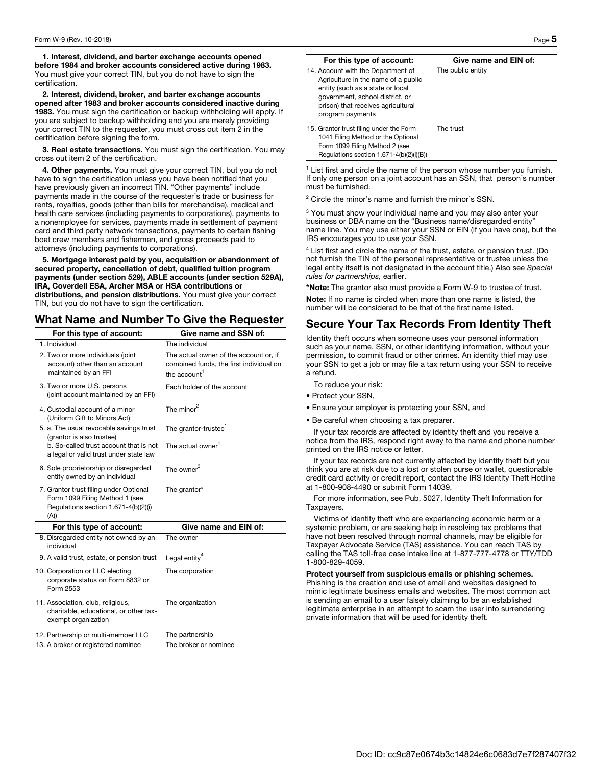**1. Interest, dividend, and barter exchange accounts opened before 1984 and broker accounts considered active during 1983.** You must give your correct TIN, but you do not have to sign the certification.

**2. Interest, dividend, broker, and barter exchange accounts opened after 1983 and broker accounts considered inactive during 1983.** You must sign the certification or backup withholding will apply. If you are subject to backup withholding and you are merely providing your correct TIN to the requester, you must cross out item 2 in the certification before signing the form.

**3. Real estate transactions.** You must sign the certification. You may cross out item 2 of the certification.

**4. Other payments.** You must give your correct TIN, but you do not have to sign the certification unless you have been notified that you have previously given an incorrect TIN. "Other payments" include payments made in the course of the requester's trade or business for rents, royalties, goods (other than bills for merchandise), medical and health care services (including payments to corporations), payments to a nonemployee for services, payments made in settlement of payment card and third party network transactions, payments to certain fishing boat crew members and fishermen, and gross proceeds paid to attorneys (including payments to corporations).

**5. Mortgage interest paid by you, acquisition or abandonment of secured property, cancellation of debt, qualified tuition program payments (under section 529), ABLE accounts (under section 529A), IRA, Coverdell ESA, Archer MSA or HSA contributions or distributions, and pension distributions.** You must give your correct TIN, but you do not have to sign the certification.

## What Name and Number To Give the Requester

| For this type of account: | Give name and SSN of: |
|---|---|
| 1. Individual | The individual |
| 2. Two or more individuals (joint account) other than an account maintained by an FFI | The actual owner of the account or, if combined funds, the first individual on the account[1] |
| 3. Two or more U.S. persons (joint account maintained by an FFI) | Each holder of the account |
| 4. Custodial account of a minor (Uniform Gift to Minors Act) | The minor[2] |
| 5. a. The usual revocable savings trust (grantor is also trustee) | The grantor-trustee[1] |
| b. So-called trust account that is not a legal or valid trust under state law | The actual owner[1] |
| 6. Sole proprietorship or disregarded entity owned by an individual | The owner[3] |
| 7. Grantor trust filing under Optional Form 1099 Filing Method 1 (see Regulations section 1.671-4(b)(2)(i)(A)) | The grantor* |
| **For this type of account:** | **Give name and EIN of:** |
| 8. Disregarded entity not owned by an individual | The owner |
| 9. A valid trust, estate, or pension trust | Legal entity[4] |
| 10. Corporation or LLC electing corporate status on Form 8832 or Form 2553 | The corporation |
| 11. Association, club, religious, charitable, educational, or other tax-exempt organization | The organization |
| 12. Partnership or multi-member LLC | The partnership |
| 13. A broker or registered nominee | The broker or nominee |
| 14. Account with the Department of Agriculture in the name of a public entity (such as a state or local government, school district, or prison) that receives agricultural program payments | The public entity |
| 15. Grantor trust filing under the Form 1041 Filing Method or the Optional Form 1099 Filing Method 2 (see Regulations section 1.671-4(b)(2)(i)(B)) | The trust |

[1] List first and circle the name of the person whose number you furnish. If only one person on a joint account has an SSN, that person's number must be furnished.

[2] Circle the minor's name and furnish the minor's SSN.

[3] You must show your individual name and you may also enter your business or DBA name on the "Business name/disregarded entity" name line. You may use either your SSN or EIN (if you have one), but the IRS encourages you to use your SSN.

[4] List first and circle the name of the trust, estate, or pension trust. (Do not furnish the TIN of the personal representative or trustee unless the legal entity itself is not designated in the account title.) Also see *Special rules for partnerships,* earlier.

***Note:** The grantor also must provide a Form W-9 to trustee of trust.

**Note:** If no name is circled when more than one name is listed, the number will be considered to be that of the first name listed.

## Secure Your Tax Records From Identity Theft

Identity theft occurs when someone uses your personal information such as your name, SSN, or other identifying information, without your permission, to commit fraud or other crimes. An identity thief may use your SSN to get a job or may file a tax return using your SSN to receive a refund.

To reduce your risk:

- Protect your SSN,
- Ensure your employer is protecting your SSN, and
- Be careful when choosing a tax preparer.

If your tax records are affected by identity theft and you receive a notice from the IRS, respond right away to the name and phone number printed on the IRS notice or letter.

If your tax records are not currently affected by identity theft but you think you are at risk due to a lost or stolen purse or wallet, questionable credit card activity or credit report, contact the IRS Identity Theft Hotline at 1-800-908-4490 or submit Form 14039.

For more information, see Pub. 5027, Identity Theft Information for Taxpayers.

Victims of identity theft who are experiencing economic harm or a systemic problem, or are seeking help in resolving tax problems that have not been resolved through normal channels, may be eligible for Taxpayer Advocate Service (TAS) assistance. You can reach TAS by calling the TAS toll-free case intake line at 1-877-777-4778 or TTY/TDD 1-800-829-4059.

**Protect yourself from suspicious emails or phishing schemes.** Phishing is the creation and use of email and websites designed to mimic legitimate business emails and websites. The most common act is sending an email to a user falsely claiming to be an established legitimate enterprise in an attempt to scam the user into surrendering private information that will be used for identity theft.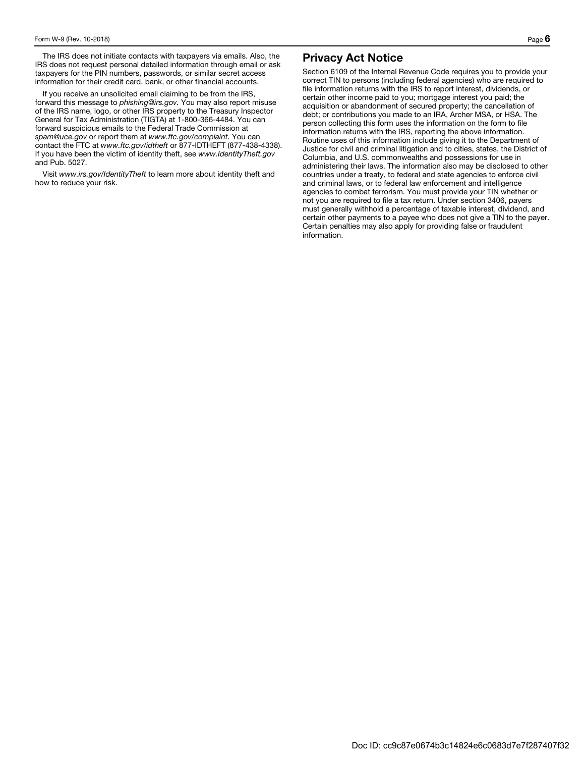The IRS does not initiate contacts with taxpayers via emails. Also, the IRS does not request personal detailed information through email or ask taxpayers for the PIN numbers, passwords, or similar secret access information for their credit card, bank, or other financial accounts.

If you receive an unsolicited email claiming to be from the IRS, forward this message to *phishing@irs.gov*. You may also report misuse of the IRS name, logo, or other IRS property to the Treasury Inspector General for Tax Administration (TIGTA) at 1-800-366-4484. You can forward suspicious emails to the Federal Trade Commission at *spam@uce.gov* or report them at *www.ftc.gov/complaint*. You can contact the FTC at *www.ftc.gov/idtheft* or 877-IDTHEFT (877-438-4338). If you have been the victim of identity theft, see *www.IdentityTheft.gov* and Pub. 5027.

Visit *www.irs.gov/IdentityTheft* to learn more about identity theft and how to reduce your risk.

## Privacy Act Notice

Section 6109 of the Internal Revenue Code requires you to provide your correct TIN to persons (including federal agencies) who are required to file information returns with the IRS to report interest, dividends, or certain other income paid to you; mortgage interest you paid; the acquisition or abandonment of secured property; the cancellation of debt; or contributions you made to an IRA, Archer MSA, or HSA. The person collecting this form uses the information on the form to file information returns with the IRS, reporting the above information. Routine uses of this information include giving it to the Department of Justice for civil and criminal litigation and to cities, states, the District of Columbia, and U.S. commonwealths and possessions for use in administering their laws. The information also may be disclosed to other countries under a treaty, to federal and state agencies to enforce civil and criminal laws, or to federal law enforcement and intelligence agencies to combat terrorism. You must provide your TIN whether or not you are required to file a tax return. Under section 3406, payers must generally withhold a percentage of taxable interest, dividend, and certain other payments to a payee who does not give a TIN to the payer. Certain penalties may also apply for providing false or fraudulent information.

Doc ID: cc9c87e0674b3c14824e6c0683d7e7f287407f32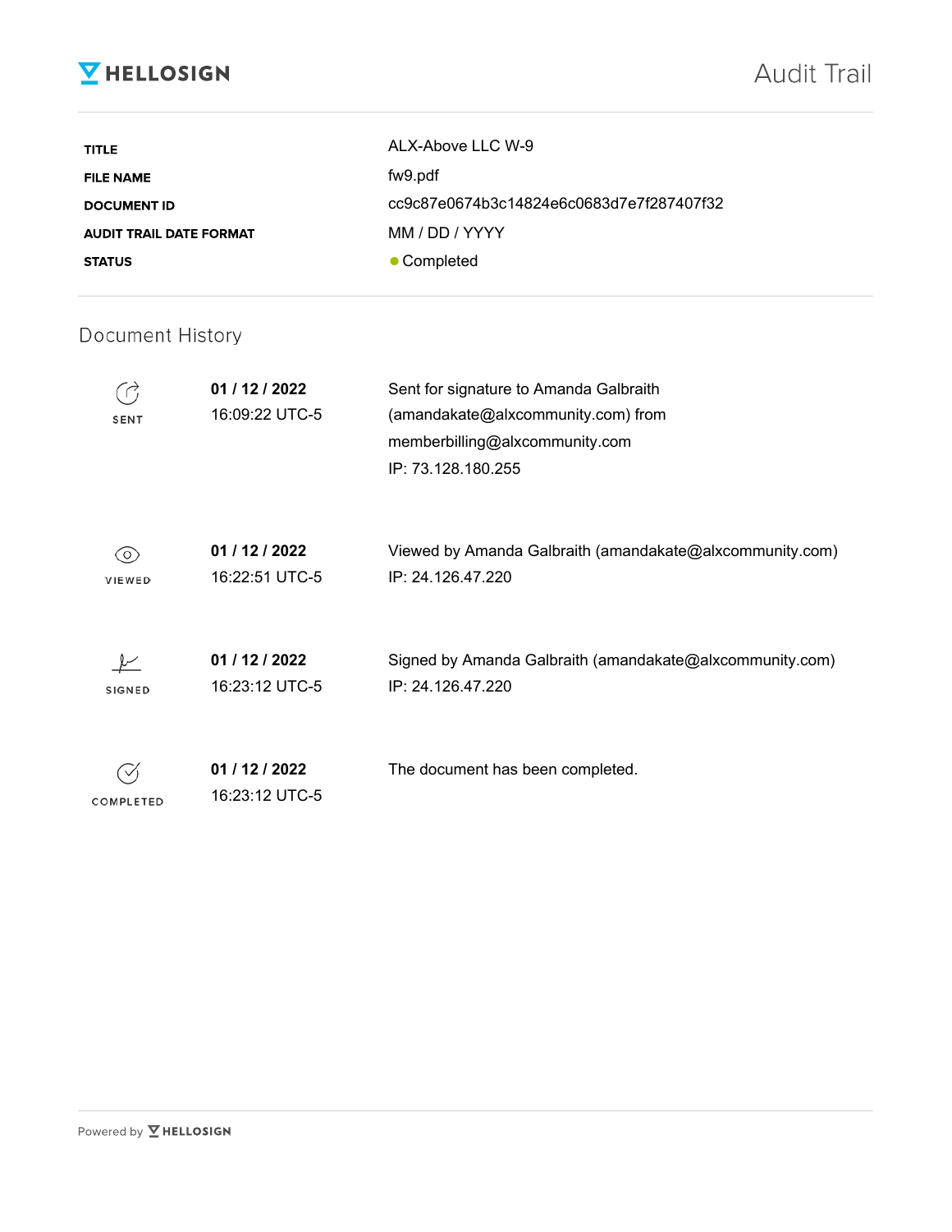HELLOSIGN

# Audit Trail

| | |
|---|---|
| **TITLE** | ALX-Above LLC W-9 |
| **FILE NAME** | fw9.pdf |
| **DOCUMENT ID** | cc9c87e0674b3c14824e6c0683d7e7f287407f32 |
| **AUDIT TRAIL DATE FORMAT** | MM / DD / YYYY |
| **STATUS** | ● Completed |

## Document History

| | | |
|---|---|---|
| SENT | **01 / 12 / 2022** 16:09:22 UTC-5 | Sent for signature to Amanda Galbraith (amandakate@alxcommunity.com) from memberbilling@alxcommunity.com IP: 73.128.180.255 |
| VIEWED | **01 / 12 / 2022** 16:22:51 UTC-5 | Viewed by Amanda Galbraith (amandakate@alxcommunity.com) IP: 24.126.47.220 |
| SIGNED | **01 / 12 / 2022** 16:23:12 UTC-5 | Signed by Amanda Galbraith (amandakate@alxcommunity.com) IP: 24.126.47.220 |
| COMPLETED | **01 / 12 / 2022** 16:23:12 UTC-5 | The document has been completed. |

Powered by HELLOSIGN